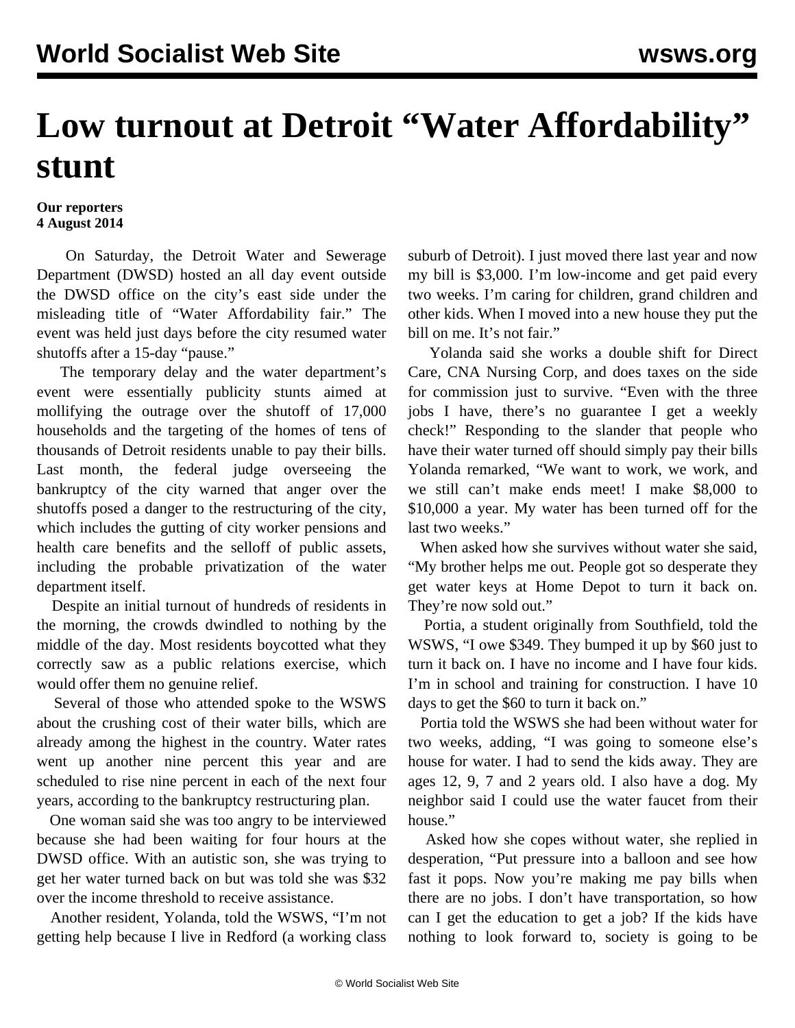# Low turnout at Detroit "Water Affordability" stunt

**Our reporters**
**4 August 2014**

On Saturday, the Detroit Water and Sewerage Department (DWSD) hosted an all day event outside the DWSD office on the city's east side under the misleading title of "Water Affordability fair." The event was held just days before the city resumed water shutoffs after a 15-day "pause."

The temporary delay and the water department's event were essentially publicity stunts aimed at mollifying the outrage over the shutoff of 17,000 households and the targeting of the homes of tens of thousands of Detroit residents unable to pay their bills. Last month, the federal judge overseeing the bankruptcy of the city warned that anger over the shutoffs posed a danger to the restructuring of the city, which includes the gutting of city worker pensions and health care benefits and the selloff of public assets, including the probable privatization of the water department itself.

Despite an initial turnout of hundreds of residents in the morning, the crowds dwindled to nothing by the middle of the day. Most residents boycotted what they correctly saw as a public relations exercise, which would offer them no genuine relief.

Several of those who attended spoke to the WSWS about the crushing cost of their water bills, which are already among the highest in the country. Water rates went up another nine percent this year and are scheduled to rise nine percent in each of the next four years, according to the bankruptcy restructuring plan.

One woman said she was too angry to be interviewed because she had been waiting for four hours at the DWSD office. With an autistic son, she was trying to get her water turned back on but was told she was $32 over the income threshold to receive assistance.

Another resident, Yolanda, told the WSWS, "I'm not getting help because I live in Redford (a working class suburb of Detroit). I just moved there last year and now my bill is $3,000. I'm low-income and get paid every two weeks. I'm caring for children, grand children and other kids. When I moved into a new house they put the bill on me. It's not fair."

Yolanda said she works a double shift for Direct Care, CNA Nursing Corp, and does taxes on the side for commission just to survive. "Even with the three jobs I have, there's no guarantee I get a weekly check!" Responding to the slander that people who have their water turned off should simply pay their bills Yolanda remarked, "We want to work, we work, and we still can't make ends meet! I make $8,000 to $10,000 a year. My water has been turned off for the last two weeks."

When asked how she survives without water she said, "My brother helps me out. People got so desperate they get water keys at Home Depot to turn it back on. They're now sold out."

Portia, a student originally from Southfield, told the WSWS, "I owe $349. They bumped it up by $60 just to turn it back on. I have no income and I have four kids. I'm in school and training for construction. I have 10 days to get the $60 to turn it back on."

Portia told the WSWS she had been without water for two weeks, adding, "I was going to someone else's house for water. I had to send the kids away. They are ages 12, 9, 7 and 2 years old. I also have a dog. My neighbor said I could use the water faucet from their house."

Asked how she copes without water, she replied in desperation, "Put pressure into a balloon and see how fast it pops. Now you're making me pay bills when there are no jobs. I don't have transportation, so how can I get the education to get a job? If the kids have nothing to look forward to, society is going to be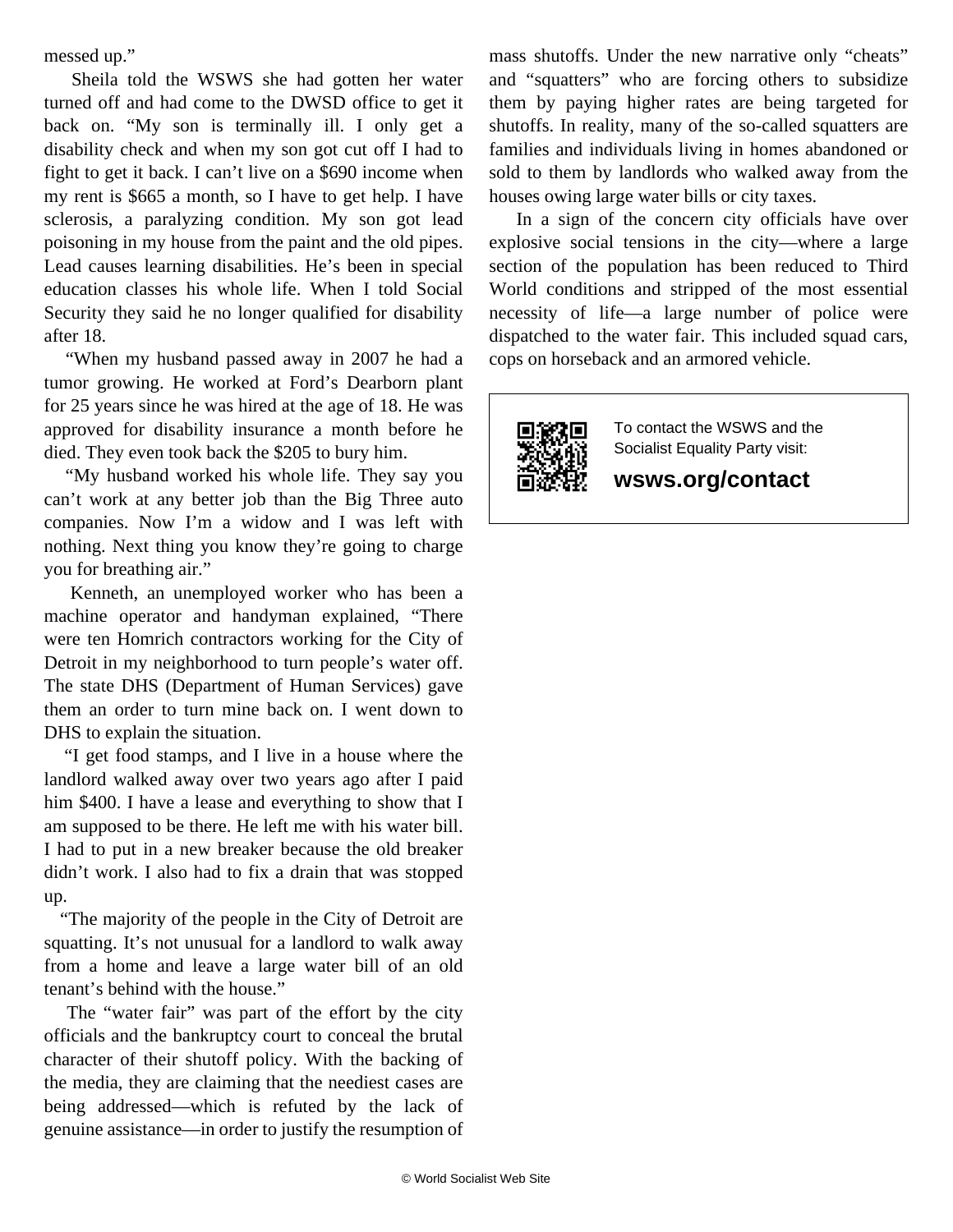messed up."

Sheila told the WSWS she had gotten her water turned off and had come to the DWSD office to get it back on. "My son is terminally ill. I only get a disability check and when my son got cut off I had to fight to get it back. I can't live on a $690 income when my rent is $665 a month, so I have to get help. I have sclerosis, a paralyzing condition. My son got lead poisoning in my house from the paint and the old pipes. Lead causes learning disabilities. He's been in special education classes his whole life. When I told Social Security they said he no longer qualified for disability after 18.

"When my husband passed away in 2007 he had a tumor growing. He worked at Ford's Dearborn plant for 25 years since he was hired at the age of 18. He was approved for disability insurance a month before he died. They even took back the $205 to bury him.

"My husband worked his whole life. They say you can't work at any better job than the Big Three auto companies. Now I'm a widow and I was left with nothing. Next thing you know they're going to charge you for breathing air."

Kenneth, an unemployed worker who has been a machine operator and handyman explained, "There were ten Homrich contractors working for the City of Detroit in my neighborhood to turn people's water off. The state DHS (Department of Human Services) gave them an order to turn mine back on. I went down to DHS to explain the situation.

"I get food stamps, and I live in a house where the landlord walked away over two years ago after I paid him $400. I have a lease and everything to show that I am supposed to be there. He left me with his water bill. I had to put in a new breaker because the old breaker didn't work. I also had to fix a drain that was stopped up.

"The majority of the people in the City of Detroit are squatting. It's not unusual for a landlord to walk away from a home and leave a large water bill of an old tenant's behind with the house."

The "water fair" was part of the effort by the city officials and the bankruptcy court to conceal the brutal character of their shutoff policy. With the backing of the media, they are claiming that the neediest cases are being addressed—which is refuted by the lack of genuine assistance—in order to justify the resumption of mass shutoffs. Under the new narrative only "cheats" and "squatters" who are forcing others to subsidize them by paying higher rates are being targeted for shutoffs. In reality, many of the so-called squatters are families and individuals living in homes abandoned or sold to them by landlords who walked away from the houses owing large water bills or city taxes.

In a sign of the concern city officials have over explosive social tensions in the city—where a large section of the population has been reduced to Third World conditions and stripped of the most essential necessity of life—a large number of police were dispatched to the water fair. This included squad cars, cops on horseback and an armored vehicle.

To contact the WSWS and the Socialist Equality Party visit:

**wsws.org/contact**